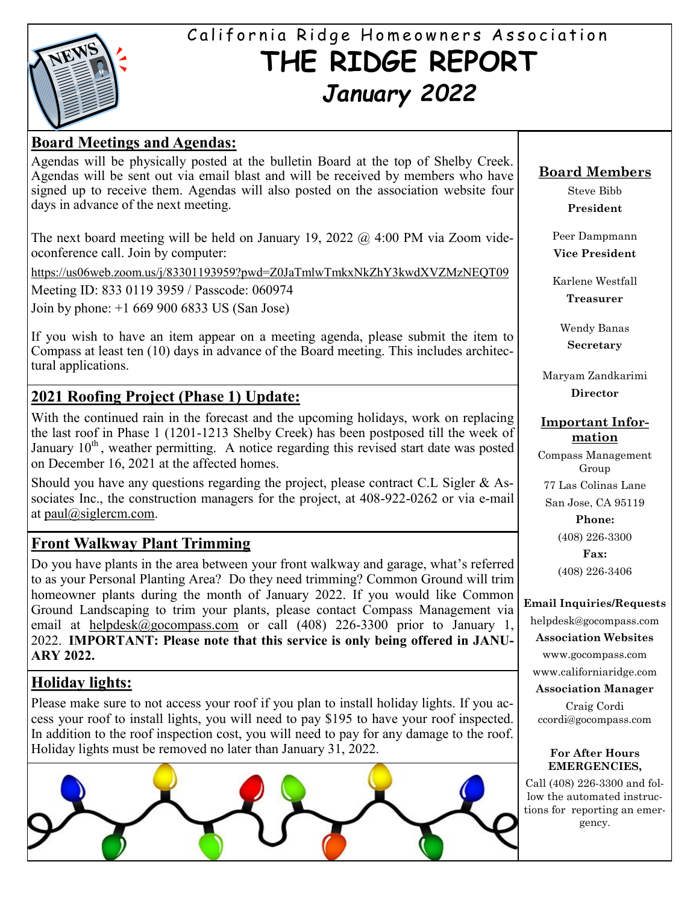California Ridge Homeowners Association

# THE RIDGE REPORT

## *January 2022*

## Board Meetings and Agendas:

Agendas will be physically posted at the bulletin Board at the top of Shelby Creek. Agendas will be sent out via email blast and will be received by members who have signed up to receive them. Agendas will also posted on the association website four days in advance of the next meeting.

The next board meeting will be held on January 19, 2022 @ 4:00 PM via Zoom videoconference call. Join by computer:

https://us06web.zoom.us/j/83301193959?pwd=Z0JaTmlwTmkxNkZhY3kwdXVZMzNEQT09

Meeting ID: 833 0119 3959 / Passcode: 060974

Join by phone: +1 669 900 6833 US (San Jose)

If you wish to have an item appear on a meeting agenda, please submit the item to Compass at least ten (10) days in advance of the Board meeting. This includes architectural applications.

## 2021 Roofing Project (Phase 1) Update:

With the continued rain in the forecast and the upcoming holidays, work on replacing the last roof in Phase 1 (1201-1213 Shelby Creek) has been postposed till the week of January 10th, weather permitting. A notice regarding this revised start date was posted on December 16, 2021 at the affected homes.

Should you have any questions regarding the project, please contract C.L Sigler & Associates Inc., the construction managers for the project, at 408-922-0262 or via e-mail at paul@siglercm.com.

## Front Walkway Plant Trimming

Do you have plants in the area between your front walkway and garage, what's referred to as your Personal Planting Area? Do they need trimming? Common Ground will trim homeowner plants during the month of January 2022. If you would like Common Ground Landscaping to trim your plants, please contact Compass Management via email at helpdesk@gocompass.com or call (408) 226-3300 prior to January 1, 2022. **IMPORTANT: Please note that this service is only being offered in JANUARY 2022.**

## Holiday lights:

Please make sure to not access your roof if you plan to install holiday lights. If you access your roof to install lights, you will need to pay $195 to have your roof inspected. In addition to the roof inspection cost, you will need to pay for any damage to the roof. Holiday lights must be removed no later than January 31, 2022.

## Board Members

Steve Bibb
**President**

Peer Dampmann
**Vice President**

Karlene Westfall
**Treasurer**

Wendy Banas
**Secretary**

Maryam Zandkarimi
**Director**

## Important Information

Compass Management Group
77 Las Colinas Lane
San Jose, CA 95119

**Phone:**
(408) 226-3300

**Fax:**
(408) 226-3406

**Email Inquiries/Requests**
helpdesk@gocompass.com

**Association Websites**
www.gocompass.com
www.californiaridge.com

**Association Manager**
Craig Cordi
ccordi@gocompass.com

**For After Hours EMERGENCIES,**

Call (408) 226-3300 and follow the automated instructions for reporting an emergency.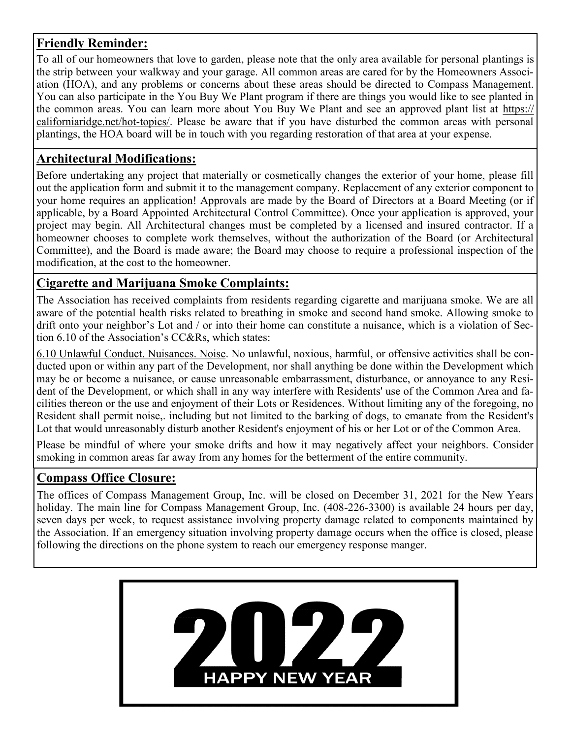## Friendly Reminder:

To all of our homeowners that love to garden, please note that the only area available for personal plantings is the strip between your walkway and your garage. All common areas are cared for by the Homeowners Association (HOA), and any problems or concerns about these areas should be directed to Compass Management. You can also participate in the You Buy We Plant program if there are things you would like to see planted in the common areas. You can learn more about You Buy We Plant and see an approved plant list at https://californiaridge.net/hot-topics/. Please be aware that if you have disturbed the common areas with personal plantings, the HOA board will be in touch with you regarding restoration of that area at your expense.

## Architectural Modifications:

Before undertaking any project that materially or cosmetically changes the exterior of your home, please fill out the application form and submit it to the management company. Replacement of any exterior component to your home requires an application! Approvals are made by the Board of Directors at a Board Meeting (or if applicable, by a Board Appointed Architectural Control Committee). Once your application is approved, your project may begin. All Architectural changes must be completed by a licensed and insured contractor. If a homeowner chooses to complete work themselves, without the authorization of the Board (or Architectural Committee), and the Board is made aware; the Board may choose to require a professional inspection of the modification, at the cost to the homeowner.

## Cigarette and Marijuana Smoke Complaints:

The Association has received complaints from residents regarding cigarette and marijuana smoke. We are all aware of the potential health risks related to breathing in smoke and second hand smoke. Allowing smoke to drift onto your neighbor's Lot and / or into their home can constitute a nuisance, which is a violation of Section 6.10 of the Association's CC&Rs, which states:

6.10 Unlawful Conduct. Nuisances. Noise. No unlawful, noxious, harmful, or offensive activities shall be conducted upon or within any part of the Development, nor shall anything be done within the Development which may be or become a nuisance, or cause unreasonable embarrassment, disturbance, or annoyance to any Resident of the Development, or which shall in any way interfere with Residents' use of the Common Area and facilities thereon or the use and enjoyment of their Lots or Residences. Without limiting any of the foregoing, no Resident shall permit noise,. including but not limited to the barking of dogs, to emanate from the Resident's Lot that would unreasonably disturb another Resident's enjoyment of his or her Lot or of the Common Area.

Please be mindful of where your smoke drifts and how it may negatively affect your neighbors. Consider smoking in common areas far away from any homes for the betterment of the entire community.

## Compass Office Closure:

The offices of Compass Management Group, Inc. will be closed on December 31, 2021 for the New Years holiday. The main line for Compass Management Group, Inc. (408-226-3300) is available 24 hours per day, seven days per week, to request assistance involving property damage related to components maintained by the Association. If an emergency situation involving property damage occurs when the office is closed, please following the directions on the phone system to reach our emergency response manger.

2022

HAPPY NEW YEAR